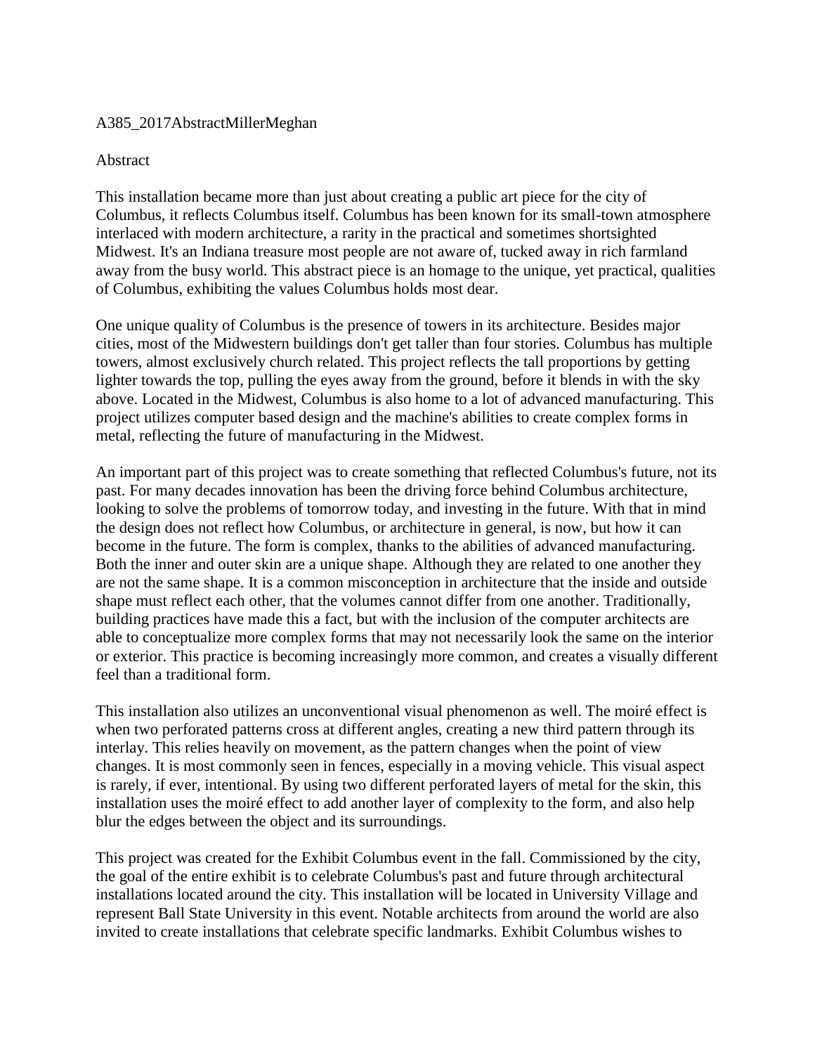A385_2017AbstractMillerMeghan

Abstract

This installation became more than just about creating a public art piece for the city of Columbus, it reflects Columbus itself. Columbus has been known for its small-town atmosphere interlaced with modern architecture, a rarity in the practical and sometimes shortsighted Midwest. It's an Indiana treasure most people are not aware of, tucked away in rich farmland away from the busy world. This abstract piece is an homage to the unique, yet practical, qualities of Columbus, exhibiting the values Columbus holds most dear.

One unique quality of Columbus is the presence of towers in its architecture. Besides major cities, most of the Midwestern buildings don't get taller than four stories. Columbus has multiple towers, almost exclusively church related. This project reflects the tall proportions by getting lighter towards the top, pulling the eyes away from the ground, before it blends in with the sky above. Located in the Midwest, Columbus is also home to a lot of advanced manufacturing. This project utilizes computer based design and the machine's abilities to create complex forms in metal, reflecting the future of manufacturing in the Midwest.

An important part of this project was to create something that reflected Columbus's future, not its past. For many decades innovation has been the driving force behind Columbus architecture, looking to solve the problems of tomorrow today, and investing in the future. With that in mind the design does not reflect how Columbus, or architecture in general, is now, but how it can become in the future. The form is complex, thanks to the abilities of advanced manufacturing. Both the inner and outer skin are a unique shape. Although they are related to one another they are not the same shape. It is a common misconception in architecture that the inside and outside shape must reflect each other, that the volumes cannot differ from one another. Traditionally, building practices have made this a fact, but with the inclusion of the computer architects are able to conceptualize more complex forms that may not necessarily look the same on the interior or exterior. This practice is becoming increasingly more common, and creates a visually different feel than a traditional form.

This installation also utilizes an unconventional visual phenomenon as well. The moiré effect is when two perforated patterns cross at different angles, creating a new third pattern through its interlay. This relies heavily on movement, as the pattern changes when the point of view changes. It is most commonly seen in fences, especially in a moving vehicle. This visual aspect is rarely, if ever, intentional. By using two different perforated layers of metal for the skin, this installation uses the moiré effect to add another layer of complexity to the form, and also help blur the edges between the object and its surroundings.

This project was created for the Exhibit Columbus event in the fall. Commissioned by the city, the goal of the entire exhibit is to celebrate Columbus's past and future through architectural installations located around the city. This installation will be located in University Village and represent Ball State University in this event. Notable architects from around the world are also invited to create installations that celebrate specific landmarks. Exhibit Columbus wishes to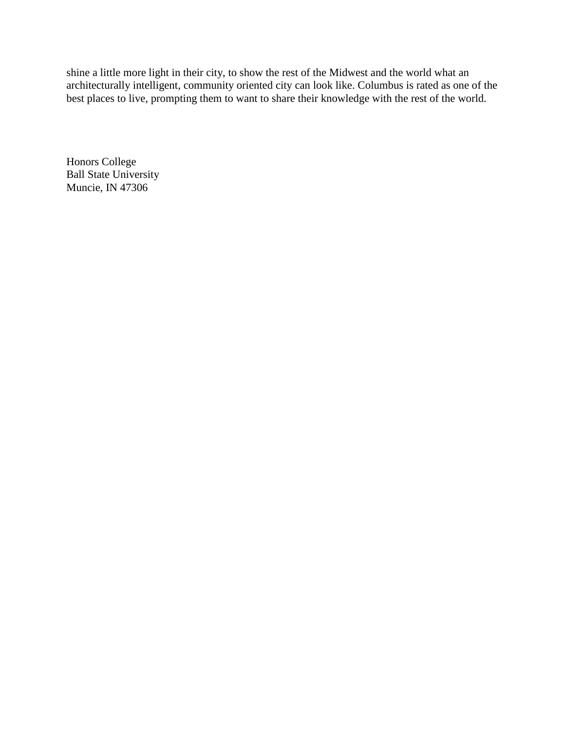shine a little more light in their city, to show the rest of the Midwest and the world what an architecturally intelligent, community oriented city can look like. Columbus is rated as one of the best places to live, prompting them to want to share their knowledge with the rest of the world.

Honors College
Ball State University
Muncie, IN 47306